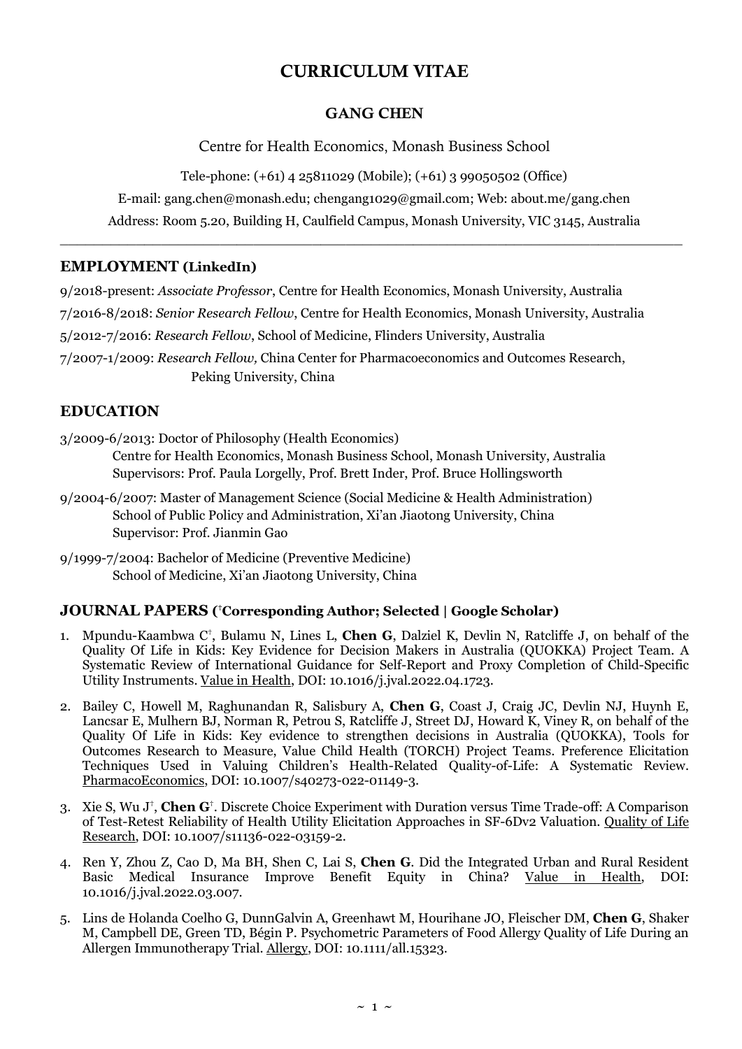# CURRICULUM VITAE

## GANG CHEN

Centre for Health Economics, Monash Business School

Tele-phone: (+61) 4 25811029 (Mobile); (+61) 3 99050502 (Office)

E-mail: gang.chen@monash.edu; chengang1029@gmail.com; Web: about.me/gang.chen

Address: Room 5.20, Building H, Caulfield Campus, Monash University, VIC 3145, Australia

---

### EMPLOYMENT (LinkedIn)

9/2018-present: *Associate Professor*, Centre for Health Economics, Monash University, Australia

7/2016-8/2018: *Senior Research Fellow*, Centre for Health Economics, Monash University, Australia

5/2012-7/2016: *Research Fellow*, School of Medicine, Flinders University, Australia

7/2007-1/2009: *Research Fellow,* China Center for Pharmacoeconomics and Outcomes Research, Peking University, China

### EDUCATION

3/2009-6/2013: Doctor of Philosophy (Health Economics)
Centre for Health Economics, Monash Business School, Monash University, Australia
Supervisors: Prof. Paula Lorgelly, Prof. Brett Inder, Prof. Bruce Hollingsworth

9/2004-6/2007: Master of Management Science (Social Medicine & Health Administration)
School of Public Policy and Administration, Xi'an Jiaotong University, China
Supervisor: Prof. Jianmin Gao

9/1999-7/2004: Bachelor of Medicine (Preventive Medicine)
School of Medicine, Xi'an Jiaotong University, China

### JOURNAL PAPERS (†Corresponding Author; Selected | Google Scholar)

1. Mpundu-Kaambwa C†, Bulamu N, Lines L, **Chen G**, Dalziel K, Devlin N, Ratcliffe J, on behalf of the Quality Of Life in Kids: Key Evidence for Decision Makers in Australia (QUOKKA) Project Team. A Systematic Review of International Guidance for Self-Report and Proxy Completion of Child-Specific Utility Instruments. Value in Health, DOI: 10.1016/j.jval.2022.04.1723.
2. Bailey C, Howell M, Raghunandan R, Salisbury A, **Chen G**, Coast J, Craig JC, Devlin NJ, Huynh E, Lancsar E, Mulhern BJ, Norman R, Petrou S, Ratcliffe J, Street DJ, Howard K, Viney R, on behalf of the Quality Of Life in Kids: Key evidence to strengthen decisions in Australia (QUOKKA), Tools for Outcomes Research to Measure, Value Child Health (TORCH) Project Teams. Preference Elicitation Techniques Used in Valuing Children's Health-Related Quality-of-Life: A Systematic Review. PharmacoEconomics, DOI: 10.1007/s40273-022-01149-3.
3. Xie S, Wu J†, **Chen G**†. Discrete Choice Experiment with Duration versus Time Trade-off: A Comparison of Test-Retest Reliability of Health Utility Elicitation Approaches in SF-6Dv2 Valuation. Quality of Life Research, DOI: 10.1007/s11136-022-03159-2.
4. Ren Y, Zhou Z, Cao D, Ma BH, Shen C, Lai S, **Chen G**. Did the Integrated Urban and Rural Resident Basic Medical Insurance Improve Benefit Equity in China? Value in Health, DOI: 10.1016/j.jval.2022.03.007.
5. Lins de Holanda Coelho G, DunnGalvin A, Greenhawt M, Hourihane JO, Fleischer DM, **Chen G**, Shaker M, Campbell DE, Green TD, Bégin P. Psychometric Parameters of Food Allergy Quality of Life During an Allergen Immunotherapy Trial. Allergy, DOI: 10.1111/all.15323.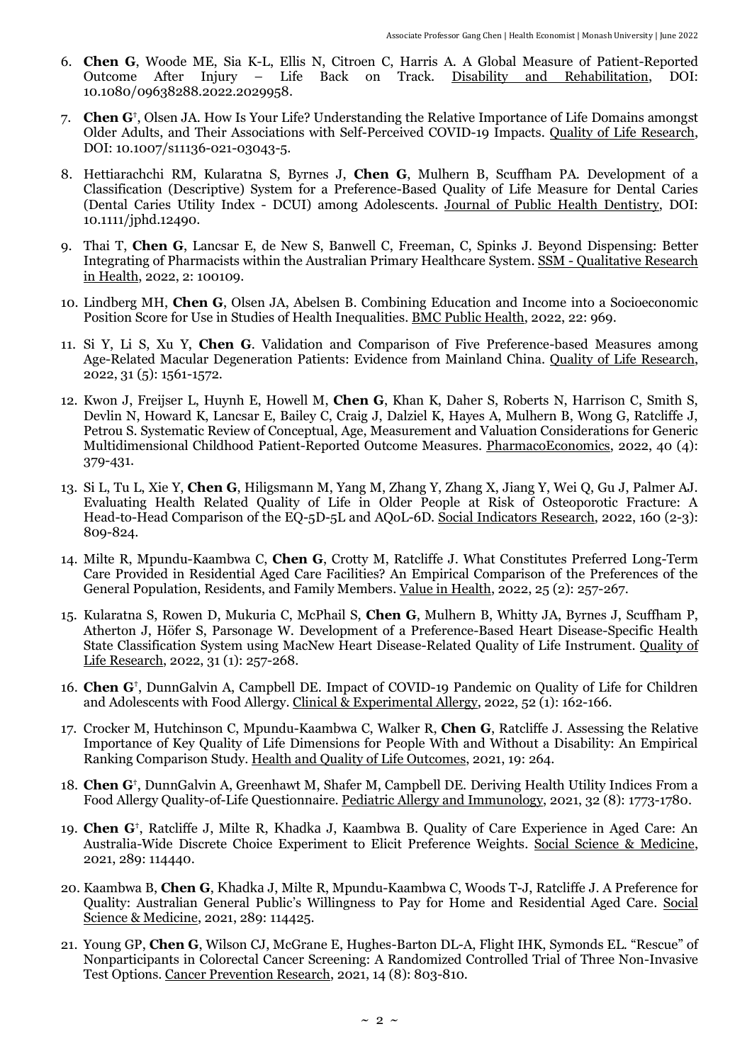6. **Chen G**, Woode ME, Sia K-L, Ellis N, Citroen C, Harris A. A Global Measure of Patient-Reported Outcome After Injury – Life Back on Track. Disability and Rehabilitation, DOI: 10.1080/09638288.2022.2029958.

7. **Chen G**[†], Olsen JA. How Is Your Life? Understanding the Relative Importance of Life Domains amongst Older Adults, and Their Associations with Self-Perceived COVID-19 Impacts. Quality of Life Research, DOI: 10.1007/s11136-021-03043-5.

8. Hettiarachchi RM, Kularatna S, Byrnes J, **Chen G**, Mulhern B, Scuffham PA. Development of a Classification (Descriptive) System for a Preference-Based Quality of Life Measure for Dental Caries (Dental Caries Utility Index - DCUI) among Adolescents. Journal of Public Health Dentistry, DOI: 10.1111/jphd.12490.

9. Thai T, **Chen G**, Lancsar E, de New S, Banwell C, Freeman, C, Spinks J. Beyond Dispensing: Better Integrating of Pharmacists within the Australian Primary Healthcare System. SSM - Qualitative Research in Health, 2022, 2: 100109.

10. Lindberg MH, **Chen G**, Olsen JA, Abelsen B. Combining Education and Income into a Socioeconomic Position Score for Use in Studies of Health Inequalities. BMC Public Health, 2022, 22: 969.

11. Si Y, Li S, Xu Y, **Chen G**. Validation and Comparison of Five Preference-based Measures among Age-Related Macular Degeneration Patients: Evidence from Mainland China. Quality of Life Research, 2022, 31 (5): 1561-1572.

12. Kwon J, Freijser L, Huynh E, Howell M, **Chen G**, Khan K, Daher S, Roberts N, Harrison C, Smith S, Devlin N, Howard K, Lancsar E, Bailey C, Craig J, Dalziel K, Hayes A, Mulhern B, Wong G, Ratcliffe J, Petrou S. Systematic Review of Conceptual, Age, Measurement and Valuation Considerations for Generic Multidimensional Childhood Patient-Reported Outcome Measures. PharmacoEconomics, 2022, 40 (4): 379-431.

13. Si L, Tu L, Xie Y, **Chen G**, Hiligsmann M, Yang M, Zhang Y, Zhang X, Jiang Y, Wei Q, Gu J, Palmer AJ. Evaluating Health Related Quality of Life in Older People at Risk of Osteoporotic Fracture: A Head-to-Head Comparison of the EQ-5D-5L and AQoL-6D. Social Indicators Research, 2022, 160 (2-3): 809-824.

14. Milte R, Mpundu-Kaambwa C, **Chen G**, Crotty M, Ratcliffe J. What Constitutes Preferred Long-Term Care Provided in Residential Aged Care Facilities? An Empirical Comparison of the Preferences of the General Population, Residents, and Family Members. Value in Health, 2022, 25 (2): 257-267.

15. Kularatna S, Rowen D, Mukuria C, McPhail S, **Chen G**, Mulhern B, Whitty JA, Byrnes J, Scuffham P, Atherton J, Höfer S, Parsonage W. Development of a Preference-Based Heart Disease-Specific Health State Classification System using MacNew Heart Disease-Related Quality of Life Instrument. Quality of Life Research, 2022, 31 (1): 257-268.

16. **Chen G**[†], DunnGalvin A, Campbell DE. Impact of COVID-19 Pandemic on Quality of Life for Children and Adolescents with Food Allergy. Clinical & Experimental Allergy, 2022, 52 (1): 162-166.

17. Crocker M, Hutchinson C, Mpundu-Kaambwa C, Walker R, **Chen G**, Ratcliffe J. Assessing the Relative Importance of Key Quality of Life Dimensions for People With and Without a Disability: An Empirical Ranking Comparison Study. Health and Quality of Life Outcomes, 2021, 19: 264.

18. **Chen G**[†], DunnGalvin A, Greenhawt M, Shafer M, Campbell DE. Deriving Health Utility Indices From a Food Allergy Quality-of-Life Questionnaire. Pediatric Allergy and Immunology, 2021, 32 (8): 1773-1780.

19. **Chen G**[†], Ratcliffe J, Milte R, Khadka J, Kaambwa B. Quality of Care Experience in Aged Care: An Australia-Wide Discrete Choice Experiment to Elicit Preference Weights. Social Science & Medicine, 2021, 289: 114440.

20. Kaambwa B, **Chen G**, Khadka J, Milte R, Mpundu-Kaambwa C, Woods T-J, Ratcliffe J. A Preference for Quality: Australian General Public's Willingness to Pay for Home and Residential Aged Care. Social Science & Medicine, 2021, 289: 114425.

21. Young GP, **Chen G**, Wilson CJ, McGrane E, Hughes-Barton DL-A, Flight IHK, Symonds EL. "Rescue" of Nonparticipants in Colorectal Cancer Screening: A Randomized Controlled Trial of Three Non-Invasive Test Options. Cancer Prevention Research, 2021, 14 (8): 803-810.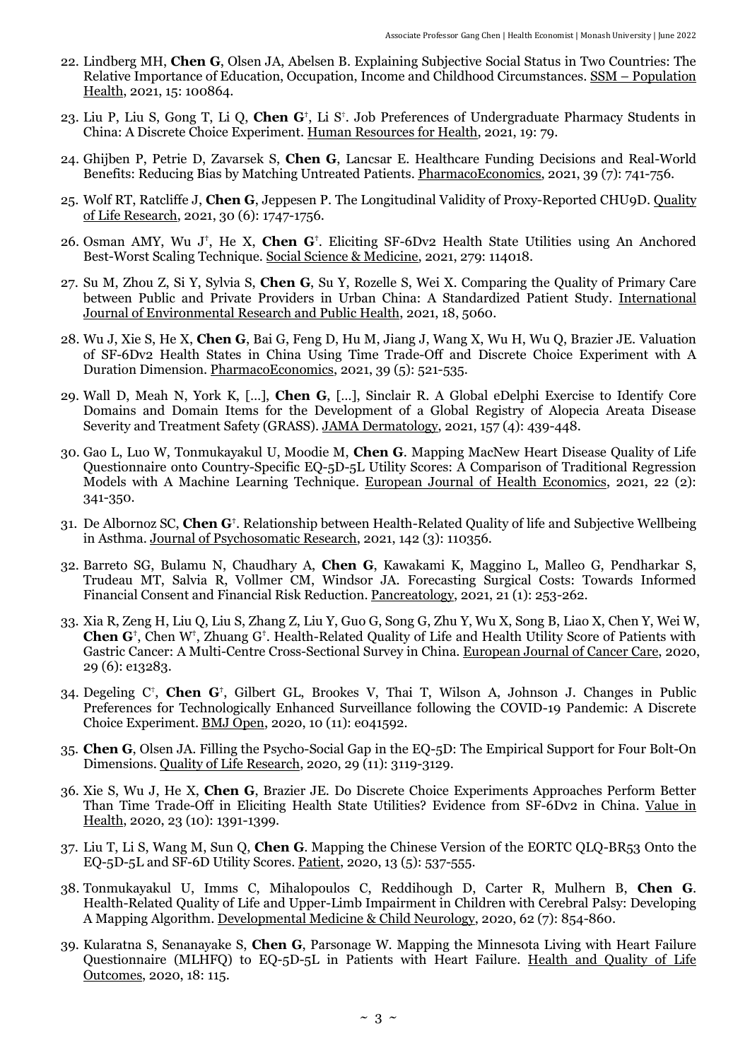22. Lindberg MH, **Chen G**, Olsen JA, Abelsen B. Explaining Subjective Social Status in Two Countries: The Relative Importance of Education, Occupation, Income and Childhood Circumstances. SSM – Population Health, 2021, 15: 100864.

23. Liu P, Liu S, Gong T, Li Q, **Chen G**[†], Li S[†]. Job Preferences of Undergraduate Pharmacy Students in China: A Discrete Choice Experiment. Human Resources for Health, 2021, 19: 79.

24. Ghijben P, Petrie D, Zavarsek S, **Chen G**, Lancsar E. Healthcare Funding Decisions and Real-World Benefits: Reducing Bias by Matching Untreated Patients. PharmacoEconomics, 2021, 39 (7): 741-756.

25. Wolf RT, Ratcliffe J, **Chen G**, Jeppesen P. The Longitudinal Validity of Proxy-Reported CHU9D. Quality of Life Research, 2021, 30 (6): 1747-1756.

26. Osman AMY, Wu J[†], He X, **Chen G**[†]. Eliciting SF-6Dv2 Health State Utilities using An Anchored Best-Worst Scaling Technique. Social Science & Medicine, 2021, 279: 114018.

27. Su M, Zhou Z, Si Y, Sylvia S, **Chen G**, Su Y, Rozelle S, Wei X. Comparing the Quality of Primary Care between Public and Private Providers in Urban China: A Standardized Patient Study. International Journal of Environmental Research and Public Health, 2021, 18, 5060.

28. Wu J, Xie S, He X, **Chen G**, Bai G, Feng D, Hu M, Jiang J, Wang X, Wu H, Wu Q, Brazier JE. Valuation of SF-6Dv2 Health States in China Using Time Trade-Off and Discrete Choice Experiment with A Duration Dimension. PharmacoEconomics, 2021, 39 (5): 521-535.

29. Wall D, Meah N, York K, [...], **Chen G**, [...], Sinclair R. A Global eDelphi Exercise to Identify Core Domains and Domain Items for the Development of a Global Registry of Alopecia Areata Disease Severity and Treatment Safety (GRASS). JAMA Dermatology, 2021, 157 (4): 439-448.

30. Gao L, Luo W, Tonmukayakul U, Moodie M, **Chen G**. Mapping MacNew Heart Disease Quality of Life Questionnaire onto Country-Specific EQ-5D-5L Utility Scores: A Comparison of Traditional Regression Models with A Machine Learning Technique. European Journal of Health Economics, 2021, 22 (2): 341-350.

31. De Albornoz SC, **Chen G**[†]. Relationship between Health-Related Quality of life and Subjective Wellbeing in Asthma. Journal of Psychosomatic Research, 2021, 142 (3): 110356.

32. Barreto SG, Bulamu N, Chaudhary A, **Chen G**, Kawakami K, Maggino L, Malleo G, Pendharkar S, Trudeau MT, Salvia R, Vollmer CM, Windsor JA. Forecasting Surgical Costs: Towards Informed Financial Consent and Financial Risk Reduction. Pancreatology, 2021, 21 (1): 253-262.

33. Xia R, Zeng H, Liu Q, Liu S, Zhang Z, Liu Y, Guo G, Song G, Zhu Y, Wu X, Song B, Liao X, Chen Y, Wei W, **Chen G**[†], Chen W[†], Zhuang G[†]. Health-Related Quality of Life and Health Utility Score of Patients with Gastric Cancer: A Multi-Centre Cross-Sectional Survey in China. European Journal of Cancer Care, 2020, 29 (6): e13283.

34. Degeling C[†], **Chen G**[†], Gilbert GL, Brookes V, Thai T, Wilson A, Johnson J. Changes in Public Preferences for Technologically Enhanced Surveillance following the COVID-19 Pandemic: A Discrete Choice Experiment. BMJ Open, 2020, 10 (11): e041592.

35. **Chen G**, Olsen JA. Filling the Psycho-Social Gap in the EQ-5D: The Empirical Support for Four Bolt-On Dimensions. Quality of Life Research, 2020, 29 (11): 3119-3129.

36. Xie S, Wu J, He X, **Chen G**, Brazier JE. Do Discrete Choice Experiments Approaches Perform Better Than Time Trade-Off in Eliciting Health State Utilities? Evidence from SF-6Dv2 in China. Value in Health, 2020, 23 (10): 1391-1399.

37. Liu T, Li S, Wang M, Sun Q, **Chen G**. Mapping the Chinese Version of the EORTC QLQ-BR53 Onto the EQ-5D-5L and SF-6D Utility Scores. Patient, 2020, 13 (5): 537-555.

38. Tonmukayakul U, Imms C, Mihalopoulos C, Reddihough D, Carter R, Mulhern B, **Chen G**. Health-Related Quality of Life and Upper-Limb Impairment in Children with Cerebral Palsy: Developing A Mapping Algorithm. Developmental Medicine & Child Neurology, 2020, 62 (7): 854-860.

39. Kularatna S, Senanayake S, **Chen G**, Parsonage W. Mapping the Minnesota Living with Heart Failure Questionnaire (MLHFQ) to EQ-5D-5L in Patients with Heart Failure. Health and Quality of Life Outcomes, 2020, 18: 115.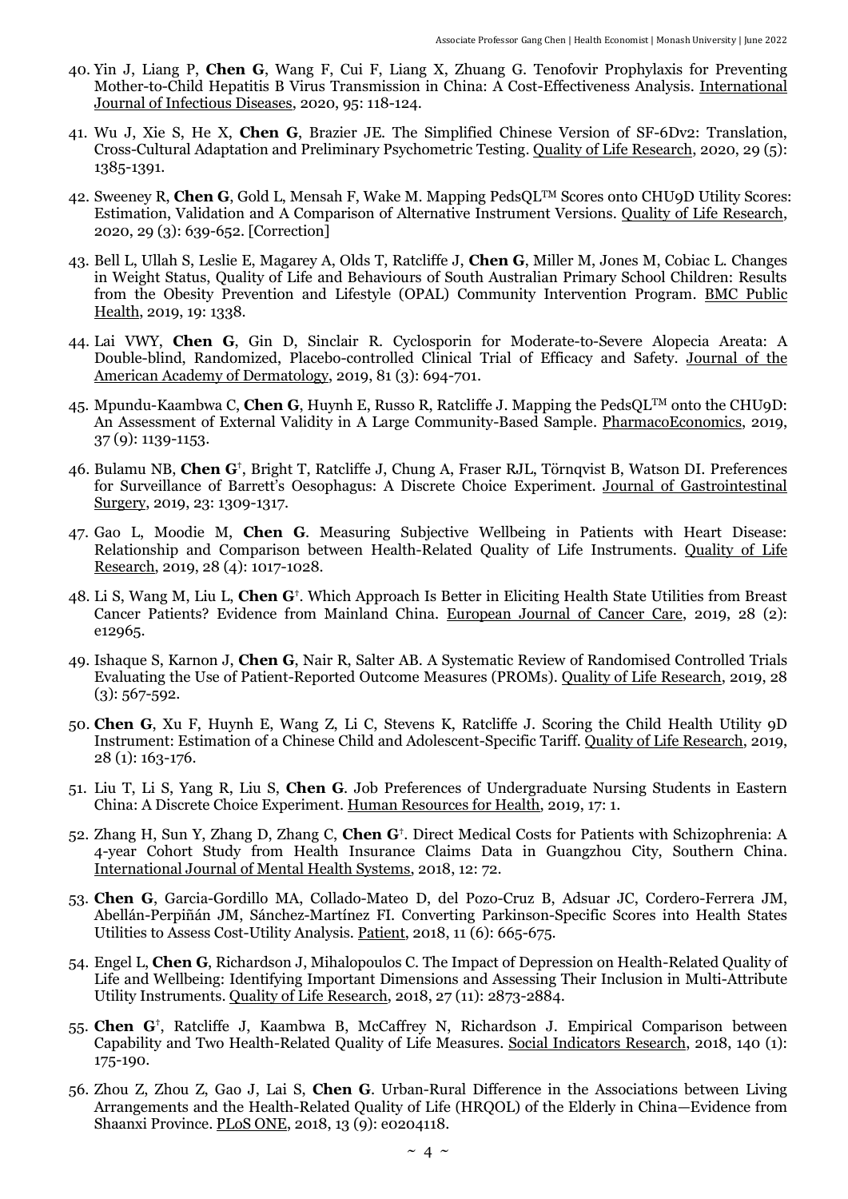40. Yin J, Liang P, **Chen G**, Wang F, Cui F, Liang X, Zhuang G. Tenofovir Prophylaxis for Preventing Mother-to-Child Hepatitis B Virus Transmission in China: A Cost-Effectiveness Analysis. International Journal of Infectious Diseases, 2020, 95: 118-124.

41. Wu J, Xie S, He X, **Chen G**, Brazier JE. The Simplified Chinese Version of SF-6Dv2: Translation, Cross-Cultural Adaptation and Preliminary Psychometric Testing. Quality of Life Research, 2020, 29 (5): 1385-1391.

42. Sweeney R, **Chen G**, Gold L, Mensah F, Wake M. Mapping PedsQL™ Scores onto CHU9D Utility Scores: Estimation, Validation and A Comparison of Alternative Instrument Versions. Quality of Life Research, 2020, 29 (3): 639-652. [Correction]

43. Bell L, Ullah S, Leslie E, Magarey A, Olds T, Ratcliffe J, **Chen G**, Miller M, Jones M, Cobiac L. Changes in Weight Status, Quality of Life and Behaviours of South Australian Primary School Children: Results from the Obesity Prevention and Lifestyle (OPAL) Community Intervention Program. BMC Public Health, 2019, 19: 1338.

44. Lai VWY, **Chen G**, Gin D, Sinclair R. Cyclosporin for Moderate-to-Severe Alopecia Areata: A Double-blind, Randomized, Placebo-controlled Clinical Trial of Efficacy and Safety. Journal of the American Academy of Dermatology, 2019, 81 (3): 694-701.

45. Mpundu-Kaambwa C, **Chen G**, Huynh E, Russo R, Ratcliffe J. Mapping the PedsQL™ onto the CHU9D: An Assessment of External Validity in A Large Community-Based Sample. PharmacoEconomics, 2019, 37 (9): 1139-1153.

46. Bulamu NB, **Chen G**[†], Bright T, Ratcliffe J, Chung A, Fraser RJL, Törnqvist B, Watson DI. Preferences for Surveillance of Barrett's Oesophagus: A Discrete Choice Experiment. Journal of Gastrointestinal Surgery, 2019, 23: 1309-1317.

47. Gao L, Moodie M, **Chen G**. Measuring Subjective Wellbeing in Patients with Heart Disease: Relationship and Comparison between Health-Related Quality of Life Instruments. Quality of Life Research, 2019, 28 (4): 1017-1028.

48. Li S, Wang M, Liu L, **Chen G**[†]. Which Approach Is Better in Eliciting Health State Utilities from Breast Cancer Patients? Evidence from Mainland China. European Journal of Cancer Care, 2019, 28 (2): e12965.

49. Ishaque S, Karnon J, **Chen G**, Nair R, Salter AB. A Systematic Review of Randomised Controlled Trials Evaluating the Use of Patient-Reported Outcome Measures (PROMs). Quality of Life Research, 2019, 28 (3): 567-592.

50. **Chen G**, Xu F, Huynh E, Wang Z, Li C, Stevens K, Ratcliffe J. Scoring the Child Health Utility 9D Instrument: Estimation of a Chinese Child and Adolescent-Specific Tariff. Quality of Life Research, 2019, 28 (1): 163-176.

51. Liu T, Li S, Yang R, Liu S, **Chen G**. Job Preferences of Undergraduate Nursing Students in Eastern China: A Discrete Choice Experiment. Human Resources for Health, 2019, 17: 1.

52. Zhang H, Sun Y, Zhang D, Zhang C, **Chen G**[†]. Direct Medical Costs for Patients with Schizophrenia: A 4-year Cohort Study from Health Insurance Claims Data in Guangzhou City, Southern China. International Journal of Mental Health Systems, 2018, 12: 72.

53. **Chen G**, Garcia-Gordillo MA, Collado-Mateo D, del Pozo-Cruz B, Adsuar JC, Cordero-Ferrera JM, Abellán-Perpiñán JM, Sánchez-Martínez FI. Converting Parkinson-Specific Scores into Health States Utilities to Assess Cost-Utility Analysis. Patient, 2018, 11 (6): 665-675.

54. Engel L, **Chen G**, Richardson J, Mihalopoulos C. The Impact of Depression on Health-Related Quality of Life and Wellbeing: Identifying Important Dimensions and Assessing Their Inclusion in Multi-Attribute Utility Instruments. Quality of Life Research, 2018, 27 (11): 2873-2884.

55. **Chen G**[†], Ratcliffe J, Kaambwa B, McCaffrey N, Richardson J. Empirical Comparison between Capability and Two Health-Related Quality of Life Measures. Social Indicators Research, 2018, 140 (1): 175-190.

56. Zhou Z, Zhou Z, Gao J, Lai S, **Chen G**. Urban-Rural Difference in the Associations between Living Arrangements and the Health-Related Quality of Life (HRQOL) of the Elderly in China—Evidence from Shaanxi Province. PLoS ONE, 2018, 13 (9): e0204118.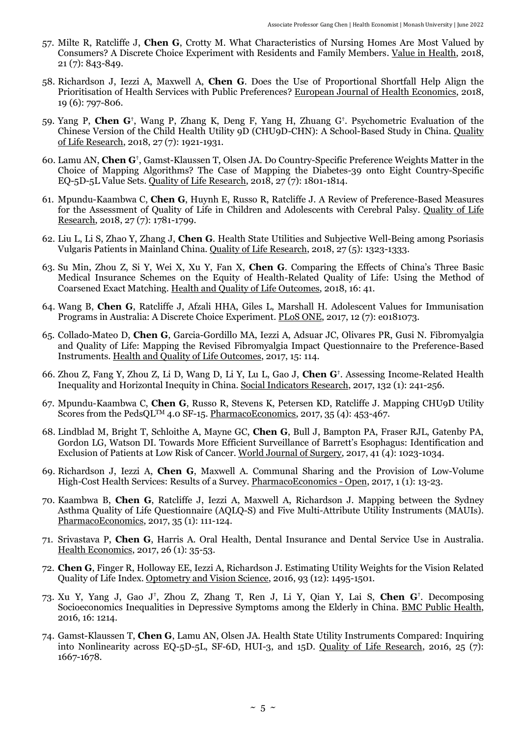57. Milte R, Ratcliffe J, **Chen G**, Crotty M. What Characteristics of Nursing Homes Are Most Valued by Consumers? A Discrete Choice Experiment with Residents and Family Members. Value in Health, 2018, 21 (7): 843-849.

58. Richardson J, Iezzi A, Maxwell A, **Chen G**. Does the Use of Proportional Shortfall Help Align the Prioritisation of Health Services with Public Preferences? European Journal of Health Economics, 2018, 19 (6): 797-806.

59. Yang P, **Chen G**†, Wang P, Zhang K, Deng F, Yang H, Zhuang G†. Psychometric Evaluation of the Chinese Version of the Child Health Utility 9D (CHU9D-CHN): A School-Based Study in China. Quality of Life Research, 2018, 27 (7): 1921-1931.

60. Lamu AN, **Chen G**†, Gamst-Klaussen T, Olsen JA. Do Country-Specific Preference Weights Matter in the Choice of Mapping Algorithms? The Case of Mapping the Diabetes-39 onto Eight Country-Specific EQ-5D-5L Value Sets. Quality of Life Research, 2018, 27 (7): 1801-1814.

61. Mpundu-Kaambwa C, **Chen G**, Huynh E, Russo R, Ratcliffe J. A Review of Preference-Based Measures for the Assessment of Quality of Life in Children and Adolescents with Cerebral Palsy. Quality of Life Research, 2018, 27 (7): 1781-1799.

62. Liu L, Li S, Zhao Y, Zhang J, **Chen G**. Health State Utilities and Subjective Well-Being among Psoriasis Vulgaris Patients in Mainland China. Quality of Life Research, 2018, 27 (5): 1323-1333.

63. Su Min, Zhou Z, Si Y, Wei X, Xu Y, Fan X, **Chen G**. Comparing the Effects of China's Three Basic Medical Insurance Schemes on the Equity of Health-Related Quality of Life: Using the Method of Coarsened Exact Matching. Health and Quality of Life Outcomes, 2018, 16: 41.

64. Wang B, **Chen G**, Ratcliffe J, Afzali HHA, Giles L, Marshall H. Adolescent Values for Immunisation Programs in Australia: A Discrete Choice Experiment. PLoS ONE, 2017, 12 (7): e0181073.

65. Collado-Mateo D, **Chen G**, Garcia-Gordillo MA, Iezzi A, Adsuar JC, Olivares PR, Gusi N. Fibromyalgia and Quality of Life: Mapping the Revised Fibromyalgia Impact Questionnaire to the Preference-Based Instruments. Health and Quality of Life Outcomes, 2017, 15: 114.

66. Zhou Z, Fang Y, Zhou Z, Li D, Wang D, Li Y, Lu L, Gao J, **Chen G**†. Assessing Income-Related Health Inequality and Horizontal Inequity in China. Social Indicators Research, 2017, 132 (1): 241-256.

67. Mpundu-Kaambwa C, **Chen G**, Russo R, Stevens K, Petersen KD, Ratcliffe J. Mapping CHU9D Utility Scores from the PedsQL™ 4.0 SF-15. PharmacoEconomics, 2017, 35 (4): 453-467.

68. Lindblad M, Bright T, Schloithe A, Mayne GC, **Chen G**, Bull J, Bampton PA, Fraser RJL, Gatenby PA, Gordon LG, Watson DI. Towards More Efficient Surveillance of Barrett's Esophagus: Identification and Exclusion of Patients at Low Risk of Cancer. World Journal of Surgery, 2017, 41 (4): 1023-1034.

69. Richardson J, Iezzi A, **Chen G**, Maxwell A. Communal Sharing and the Provision of Low-Volume High-Cost Health Services: Results of a Survey. PharmacoEconomics - Open, 2017, 1 (1): 13-23.

70. Kaambwa B, **Chen G**, Ratcliffe J, Iezzi A, Maxwell A, Richardson J. Mapping between the Sydney Asthma Quality of Life Questionnaire (AQLQ-S) and Five Multi-Attribute Utility Instruments (MAUIs). PharmacoEconomics, 2017, 35 (1): 111-124.

71. Srivastava P, **Chen G**, Harris A. Oral Health, Dental Insurance and Dental Service Use in Australia. Health Economics, 2017, 26 (1): 35-53.

72. **Chen G**, Finger R, Holloway EE, Iezzi A, Richardson J. Estimating Utility Weights for the Vision Related Quality of Life Index. Optometry and Vision Science, 2016, 93 (12): 1495-1501.

73. Xu Y, Yang J, Gao J†, Zhou Z, Zhang T, Ren J, Li Y, Qian Y, Lai S, **Chen G**†. Decomposing Socioeconomics Inequalities in Depressive Symptoms among the Elderly in China. BMC Public Health, 2016, 16: 1214.

74. Gamst-Klaussen T, **Chen G**, Lamu AN, Olsen JA. Health State Utility Instruments Compared: Inquiring into Nonlinearity across EQ-5D-5L, SF-6D, HUI-3, and 15D. Quality of Life Research, 2016, 25 (7): 1667-1678.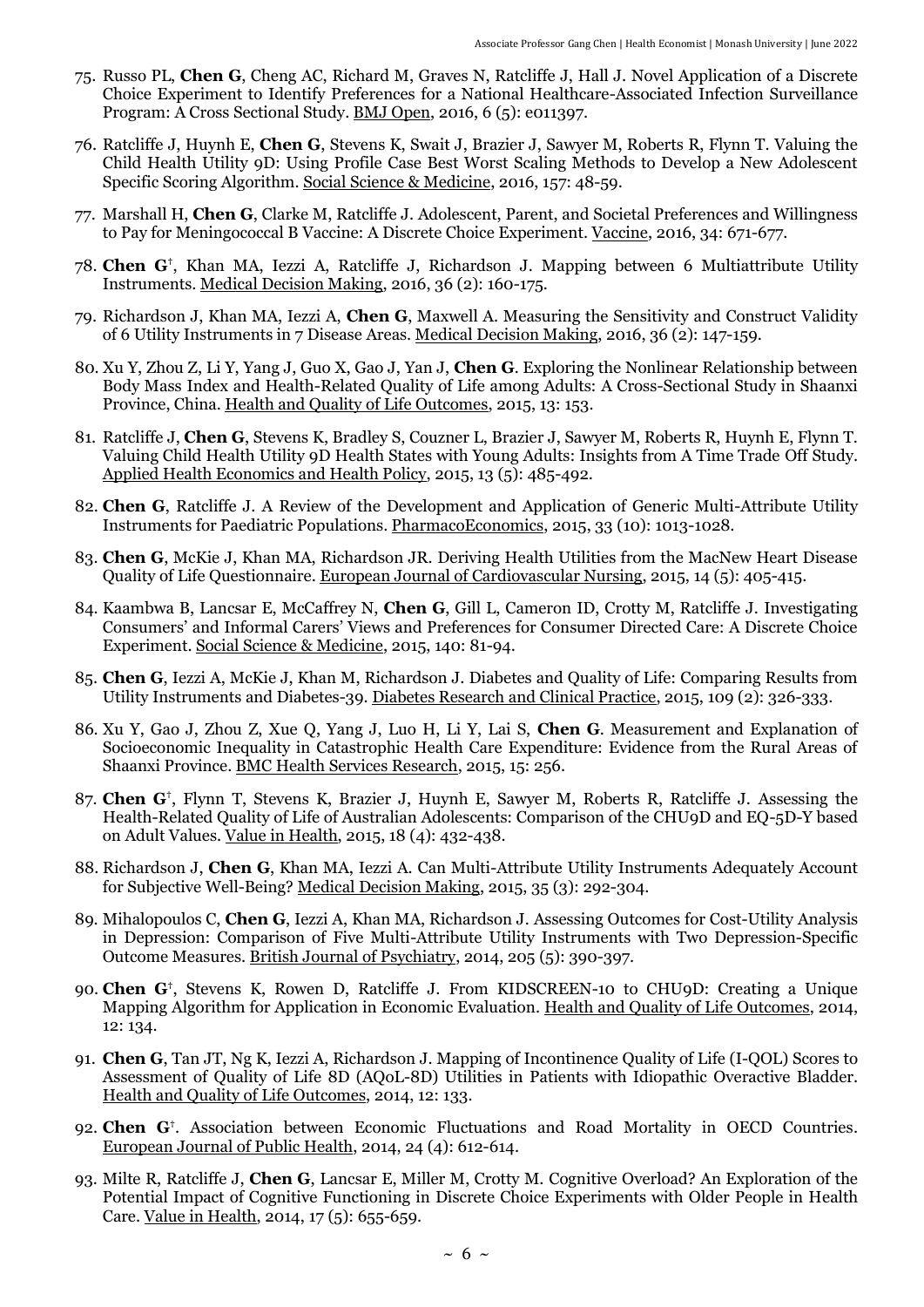75. Russo PL, **Chen G**, Cheng AC, Richard M, Graves N, Ratcliffe J, Hall J. Novel Application of a Discrete Choice Experiment to Identify Preferences for a National Healthcare-Associated Infection Surveillance Program: A Cross Sectional Study. BMJ Open, 2016, 6 (5): e011397.

76. Ratcliffe J, Huynh E, **Chen G**, Stevens K, Swait J, Brazier J, Sawyer M, Roberts R, Flynn T. Valuing the Child Health Utility 9D: Using Profile Case Best Worst Scaling Methods to Develop a New Adolescent Specific Scoring Algorithm. Social Science & Medicine, 2016, 157: 48-59.

77. Marshall H, **Chen G**, Clarke M, Ratcliffe J. Adolescent, Parent, and Societal Preferences and Willingness to Pay for Meningococcal B Vaccine: A Discrete Choice Experiment. Vaccine, 2016, 34: 671-677.

78. **Chen G**[†], Khan MA, Iezzi A, Ratcliffe J, Richardson J. Mapping between 6 Multiattribute Utility Instruments. Medical Decision Making, 2016, 36 (2): 160-175.

79. Richardson J, Khan MA, Iezzi A, **Chen G**, Maxwell A. Measuring the Sensitivity and Construct Validity of 6 Utility Instruments in 7 Disease Areas. Medical Decision Making, 2016, 36 (2): 147-159.

80. Xu Y, Zhou Z, Li Y, Yang J, Guo X, Gao J, Yan J, **Chen G**. Exploring the Nonlinear Relationship between Body Mass Index and Health-Related Quality of Life among Adults: A Cross-Sectional Study in Shaanxi Province, China. Health and Quality of Life Outcomes, 2015, 13: 153.

81. Ratcliffe J, **Chen G**, Stevens K, Bradley S, Couzner L, Brazier J, Sawyer M, Roberts R, Huynh E, Flynn T. Valuing Child Health Utility 9D Health States with Young Adults: Insights from A Time Trade Off Study. Applied Health Economics and Health Policy, 2015, 13 (5): 485-492.

82. **Chen G**, Ratcliffe J. A Review of the Development and Application of Generic Multi-Attribute Utility Instruments for Paediatric Populations. PharmacoEconomics, 2015, 33 (10): 1013-1028.

83. **Chen G**, McKie J, Khan MA, Richardson JR. Deriving Health Utilities from the MacNew Heart Disease Quality of Life Questionnaire. European Journal of Cardiovascular Nursing, 2015, 14 (5): 405-415.

84. Kaambwa B, Lancsar E, McCaffrey N, **Chen G**, Gill L, Cameron ID, Crotty M, Ratcliffe J. Investigating Consumers' and Informal Carers' Views and Preferences for Consumer Directed Care: A Discrete Choice Experiment. Social Science & Medicine, 2015, 140: 81-94.

85. **Chen G**, Iezzi A, McKie J, Khan M, Richardson J. Diabetes and Quality of Life: Comparing Results from Utility Instruments and Diabetes-39. Diabetes Research and Clinical Practice, 2015, 109 (2): 326-333.

86. Xu Y, Gao J, Zhou Z, Xue Q, Yang J, Luo H, Li Y, Lai S, **Chen G**. Measurement and Explanation of Socioeconomic Inequality in Catastrophic Health Care Expenditure: Evidence from the Rural Areas of Shaanxi Province. BMC Health Services Research, 2015, 15: 256.

87. **Chen G**[†], Flynn T, Stevens K, Brazier J, Huynh E, Sawyer M, Roberts R, Ratcliffe J. Assessing the Health-Related Quality of Life of Australian Adolescents: Comparison of the CHU9D and EQ-5D-Y based on Adult Values. Value in Health, 2015, 18 (4): 432-438.

88. Richardson J, **Chen G**, Khan MA, Iezzi A. Can Multi-Attribute Utility Instruments Adequately Account for Subjective Well-Being? Medical Decision Making, 2015, 35 (3): 292-304.

89. Mihalopoulos C, **Chen G**, Iezzi A, Khan MA, Richardson J. Assessing Outcomes for Cost-Utility Analysis in Depression: Comparison of Five Multi-Attribute Utility Instruments with Two Depression-Specific Outcome Measures. British Journal of Psychiatry, 2014, 205 (5): 390-397.

90. **Chen G**[†], Stevens K, Rowen D, Ratcliffe J. From KIDSCREEN-10 to CHU9D: Creating a Unique Mapping Algorithm for Application in Economic Evaluation. Health and Quality of Life Outcomes, 2014, 12: 134.

91. **Chen G**, Tan JT, Ng K, Iezzi A, Richardson J. Mapping of Incontinence Quality of Life (I-QOL) Scores to Assessment of Quality of Life 8D (AQoL-8D) Utilities in Patients with Idiopathic Overactive Bladder. Health and Quality of Life Outcomes, 2014, 12: 133.

92. **Chen G**[†]. Association between Economic Fluctuations and Road Mortality in OECD Countries. European Journal of Public Health, 2014, 24 (4): 612-614.

93. Milte R, Ratcliffe J, **Chen G**, Lancsar E, Miller M, Crotty M. Cognitive Overload? An Exploration of the Potential Impact of Cognitive Functioning in Discrete Choice Experiments with Older People in Health Care. Value in Health, 2014, 17 (5): 655-659.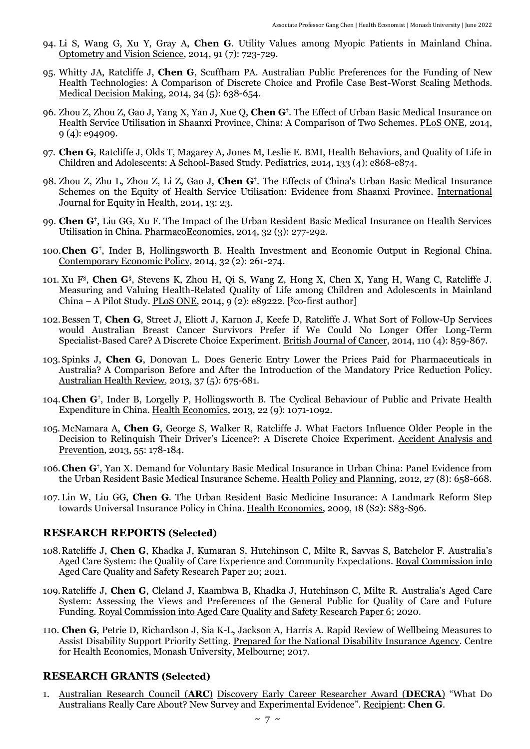94. Li S, Wang G, Xu Y, Gray A, **Chen G**. Utility Values among Myopic Patients in Mainland China. Optometry and Vision Science, 2014, 91 (7): 723-729.

95. Whitty JA, Ratcliffe J, **Chen G**, Scuffham PA. Australian Public Preferences for the Funding of New Health Technologies: A Comparison of Discrete Choice and Profile Case Best-Worst Scaling Methods. Medical Decision Making, 2014, 34 (5): 638-654.

96. Zhou Z, Zhou Z, Gao J, Yang X, Yan J, Xue Q, **Chen G**[†]. The Effect of Urban Basic Medical Insurance on Health Service Utilisation in Shaanxi Province, China: A Comparison of Two Schemes. PLoS ONE, 2014, 9 (4): e94909.

97. **Chen G**, Ratcliffe J, Olds T, Magarey A, Jones M, Leslie E. BMI, Health Behaviors, and Quality of Life in Children and Adolescents: A School-Based Study. Pediatrics, 2014, 133 (4): e868-e874.

98. Zhou Z, Zhu L, Zhou Z, Li Z, Gao J, **Chen G**[†]. The Effects of China's Urban Basic Medical Insurance Schemes on the Equity of Health Service Utilisation: Evidence from Shaanxi Province. International Journal for Equity in Health, 2014, 13: 23.

99. **Chen G**[†], Liu GG, Xu F. The Impact of the Urban Resident Basic Medical Insurance on Health Services Utilisation in China. PharmacoEconomics, 2014, 32 (3): 277-292.

100. **Chen G**[†], Inder B, Hollingsworth B. Health Investment and Economic Output in Regional China. Contemporary Economic Policy, 2014, 32 (2): 261-274.

101. Xu F[§], **Chen G**[§], Stevens K, Zhou H, Qi S, Wang Z, Hong X, Chen X, Yang H, Wang C, Ratcliffe J. Measuring and Valuing Health-Related Quality of Life among Children and Adolescents in Mainland China – A Pilot Study. PLoS ONE, 2014, 9 (2): e89222. [[§]co-first author]

102. Bessen T, **Chen G**, Street J, Eliott J, Karnon J, Keefe D, Ratcliffe J. What Sort of Follow-Up Services would Australian Breast Cancer Survivors Prefer if We Could No Longer Offer Long-Term Specialist-Based Care? A Discrete Choice Experiment. British Journal of Cancer, 2014, 110 (4): 859-867.

103. Spinks J, **Chen G**, Donovan L. Does Generic Entry Lower the Prices Paid for Pharmaceuticals in Australia? A Comparison Before and After the Introduction of the Mandatory Price Reduction Policy. Australian Health Review, 2013, 37 (5): 675-681.

104. **Chen G**[†], Inder B, Lorgelly P, Hollingsworth B. The Cyclical Behaviour of Public and Private Health Expenditure in China. Health Economics, 2013, 22 (9): 1071-1092.

105. McNamara A, **Chen G**, George S, Walker R, Ratcliffe J. What Factors Influence Older People in the Decision to Relinquish Their Driver's Licence?: A Discrete Choice Experiment. Accident Analysis and Prevention, 2013, 55: 178-184.

106. **Chen G**[†], Yan X. Demand for Voluntary Basic Medical Insurance in Urban China: Panel Evidence from the Urban Resident Basic Medical Insurance Scheme. Health Policy and Planning, 2012, 27 (8): 658-668.

107. Lin W, Liu GG, **Chen G**. The Urban Resident Basic Medicine Insurance: A Landmark Reform Step towards Universal Insurance Policy in China. Health Economics, 2009, 18 (S2): S83-S96.

## RESEARCH REPORTS (Selected)

108. Ratcliffe J, **Chen G**, Khadka J, Kumaran S, Hutchinson C, Milte R, Savvas S, Batchelor F. Australia's Aged Care System: the Quality of Care Experience and Community Expectations. Royal Commission into Aged Care Quality and Safety Research Paper 20; 2021.

109. Ratcliffe J, **Chen G**, Cleland J, Kaambwa B, Khadka J, Hutchinson C, Milte R. Australia's Aged Care System: Assessing the Views and Preferences of the General Public for Quality of Care and Future Funding. Royal Commission into Aged Care Quality and Safety Research Paper 6; 2020.

110. **Chen G**, Petrie D, Richardson J, Sia K-L, Jackson A, Harris A. Rapid Review of Wellbeing Measures to Assist Disability Support Priority Setting. Prepared for the National Disability Insurance Agency. Centre for Health Economics, Monash University, Melbourne; 2017.

## RESEARCH GRANTS (Selected)

1. Australian Research Council (**ARC**) Discovery Early Career Researcher Award (**DECRA**) "What Do Australians Really Care About? New Survey and Experimental Evidence". Recipient: **Chen G**.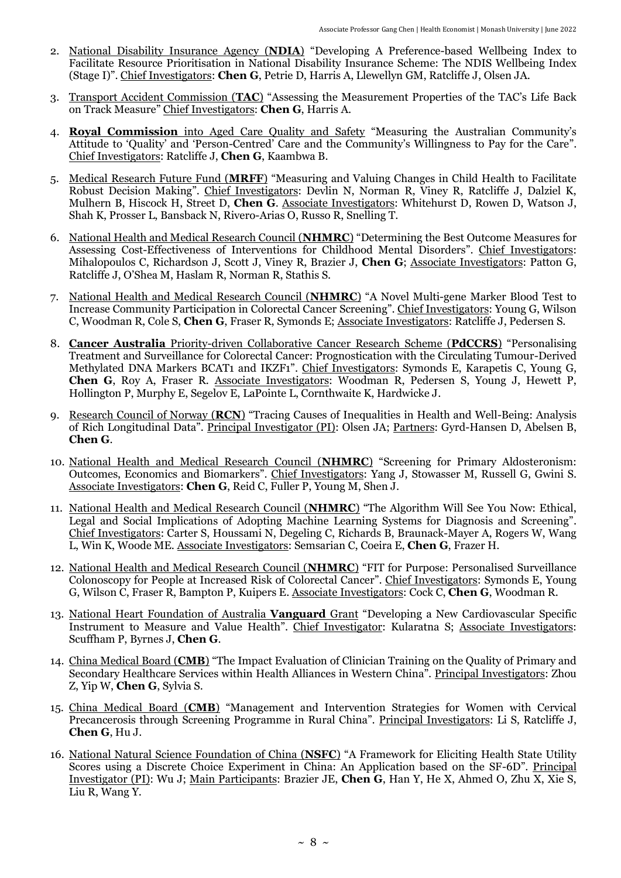2. National Disability Insurance Agency (**NDIA**) "Developing A Preference-based Wellbeing Index to Facilitate Resource Prioritisation in National Disability Insurance Scheme: The NDIS Wellbeing Index (Stage I)". Chief Investigators: **Chen G**, Petrie D, Harris A, Llewellyn GM, Ratcliffe J, Olsen JA.

3. Transport Accident Commission (**TAC**) "Assessing the Measurement Properties of the TAC's Life Back on Track Measure" Chief Investigators: **Chen G**, Harris A.

4. **Royal Commission** into Aged Care Quality and Safety "Measuring the Australian Community's Attitude to 'Quality' and 'Person-Centred' Care and the Community's Willingness to Pay for the Care". Chief Investigators: Ratcliffe J, **Chen G**, Kaambwa B.

5. Medical Research Future Fund (**MRFF**) "Measuring and Valuing Changes in Child Health to Facilitate Robust Decision Making". Chief Investigators: Devlin N, Norman R, Viney R, Ratcliffe J, Dalziel K, Mulhern B, Hiscock H, Street D, **Chen G**. Associate Investigators: Whitehurst D, Rowen D, Watson J, Shah K, Prosser L, Bansback N, Rivero-Arias O, Russo R, Snelling T.

6. National Health and Medical Research Council (**NHMRC**) "Determining the Best Outcome Measures for Assessing Cost-Effectiveness of Interventions for Childhood Mental Disorders". Chief Investigators: Mihalopoulos C, Richardson J, Scott J, Viney R, Brazier J, **Chen G**; Associate Investigators: Patton G, Ratcliffe J, O'Shea M, Haslam R, Norman R, Stathis S.

7. National Health and Medical Research Council (**NHMRC**) "A Novel Multi-gene Marker Blood Test to Increase Community Participation in Colorectal Cancer Screening". Chief Investigators: Young G, Wilson C, Woodman R, Cole S, **Chen G**, Fraser R, Symonds E; Associate Investigators: Ratcliffe J, Pedersen S.

8. **Cancer Australia** Priority-driven Collaborative Cancer Research Scheme (**PdCCRS**) "Personalising Treatment and Surveillance for Colorectal Cancer: Prognostication with the Circulating Tumour-Derived Methylated DNA Markers BCAT1 and IKZF1". Chief Investigators: Symonds E, Karapetis C, Young G, **Chen G**, Roy A, Fraser R. Associate Investigators: Woodman R, Pedersen S, Young J, Hewett P, Hollington P, Murphy E, Segelov E, LaPointe L, Cornthwaite K, Hardwicke J.

9. Research Council of Norway (**RCN**) "Tracing Causes of Inequalities in Health and Well-Being: Analysis of Rich Longitudinal Data". Principal Investigator (PI): Olsen JA; Partners: Gyrd-Hansen D, Abelsen B, **Chen G**.

10. National Health and Medical Research Council (**NHMRC**) "Screening for Primary Aldosteronism: Outcomes, Economics and Biomarkers". Chief Investigators: Yang J, Stowasser M, Russell G, Gwini S. Associate Investigators: **Chen G**, Reid C, Fuller P, Young M, Shen J.

11. National Health and Medical Research Council (**NHMRC**) "The Algorithm Will See You Now: Ethical, Legal and Social Implications of Adopting Machine Learning Systems for Diagnosis and Screening". Chief Investigators: Carter S, Houssami N, Degeling C, Richards B, Braunack-Mayer A, Rogers W, Wang L, Win K, Woode ME. Associate Investigators: Semsarian C, Coeira E, **Chen G**, Frazer H.

12. National Health and Medical Research Council (**NHMRC**) "FIT for Purpose: Personalised Surveillance Colonoscopy for People at Increased Risk of Colorectal Cancer". Chief Investigators: Symonds E, Young G, Wilson C, Fraser R, Bampton P, Kuipers E. Associate Investigators: Cock C, **Chen G**, Woodman R.

13. National Heart Foundation of Australia **Vanguard** Grant "Developing a New Cardiovascular Specific Instrument to Measure and Value Health". Chief Investigator: Kularatna S; Associate Investigators: Scuffham P, Byrnes J, **Chen G**.

14. China Medical Board (**CMB**) "The Impact Evaluation of Clinician Training on the Quality of Primary and Secondary Healthcare Services within Health Alliances in Western China". Principal Investigators: Zhou Z, Yip W, **Chen G**, Sylvia S.

15. China Medical Board (**CMB**) "Management and Intervention Strategies for Women with Cervical Precancerosis through Screening Programme in Rural China". Principal Investigators: Li S, Ratcliffe J, **Chen G**, Hu J.

16. National Natural Science Foundation of China (**NSFC**) "A Framework for Eliciting Health State Utility Scores using a Discrete Choice Experiment in China: An Application based on the SF-6D". Principal Investigator (PI): Wu J; Main Participants: Brazier JE, **Chen G**, Han Y, He X, Ahmed O, Zhu X, Xie S, Liu R, Wang Y.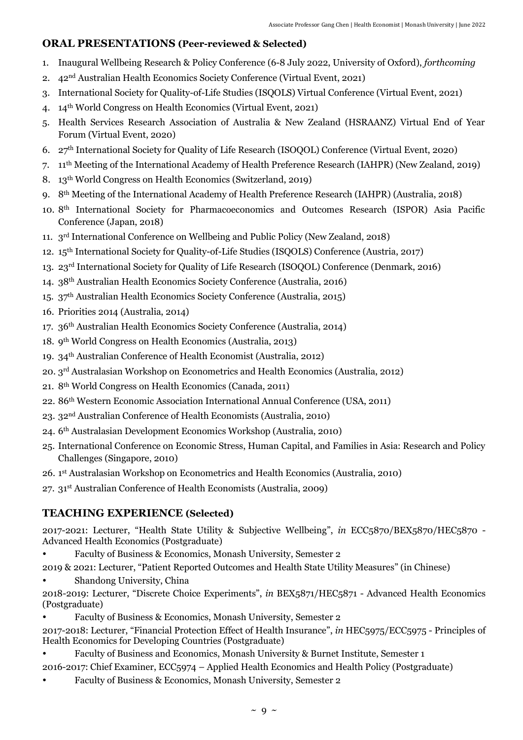## ORAL PRESENTATIONS (Peer-reviewed & Selected)

1. Inaugural Wellbeing Research & Policy Conference (6-8 July 2022, University of Oxford), *forthcoming*
2. 42nd Australian Health Economics Society Conference (Virtual Event, 2021)
3. International Society for Quality-of-Life Studies (ISQOLS) Virtual Conference (Virtual Event, 2021)
4. 14th World Congress on Health Economics (Virtual Event, 2021)
5. Health Services Research Association of Australia & New Zealand (HSRAANZ) Virtual End of Year Forum (Virtual Event, 2020)
6. 27th International Society for Quality of Life Research (ISOQOL) Conference (Virtual Event, 2020)
7. 11th Meeting of the International Academy of Health Preference Research (IAHPR) (New Zealand, 2019)
8. 13th World Congress on Health Economics (Switzerland, 2019)
9. 8th Meeting of the International Academy of Health Preference Research (IAHPR) (Australia, 2018)
10. 8th International Society for Pharmacoeconomics and Outcomes Research (ISPOR) Asia Pacific Conference (Japan, 2018)
11. 3rd International Conference on Wellbeing and Public Policy (New Zealand, 2018)
12. 15th International Society for Quality-of-Life Studies (ISQOLS) Conference (Austria, 2017)
13. 23rd International Society for Quality of Life Research (ISOQOL) Conference (Denmark, 2016)
14. 38th Australian Health Economics Society Conference (Australia, 2016)
15. 37th Australian Health Economics Society Conference (Australia, 2015)
16. Priorities 2014 (Australia, 2014)
17. 36th Australian Health Economics Society Conference (Australia, 2014)
18. 9th World Congress on Health Economics (Australia, 2013)
19. 34th Australian Conference of Health Economist (Australia, 2012)
20. 3rd Australasian Workshop on Econometrics and Health Economics (Australia, 2012)
21. 8th World Congress on Health Economics (Canada, 2011)
22. 86th Western Economic Association International Annual Conference (USA, 2011)
23. 32nd Australian Conference of Health Economists (Australia, 2010)
24. 6th Australasian Development Economics Workshop (Australia, 2010)
25. International Conference on Economic Stress, Human Capital, and Families in Asia: Research and Policy Challenges (Singapore, 2010)
26. 1st Australasian Workshop on Econometrics and Health Economics (Australia, 2010)
27. 31st Australian Conference of Health Economists (Australia, 2009)

## TEACHING EXPERIENCE (Selected)

2017-2021: Lecturer, "Health State Utility & Subjective Wellbeing", *in* ECC5870/BEX5870/HEC5870 - Advanced Health Economics (Postgraduate)

- Faculty of Business & Economics, Monash University, Semester 2

2019 & 2021: Lecturer, "Patient Reported Outcomes and Health State Utility Measures" (in Chinese)

- Shandong University, China

2018-2019: Lecturer, "Discrete Choice Experiments", *in* BEX5871/HEC5871 - Advanced Health Economics (Postgraduate)

- Faculty of Business & Economics, Monash University, Semester 2

2017-2018: Lecturer, "Financial Protection Effect of Health Insurance", *in* HEC5975/ECC5975 - Principles of Health Economics for Developing Countries (Postgraduate)

- Faculty of Business and Economics, Monash University & Burnet Institute, Semester 1

2016-2017: Chief Examiner, ECC5974 – Applied Health Economics and Health Policy (Postgraduate)

- Faculty of Business & Economics, Monash University, Semester 2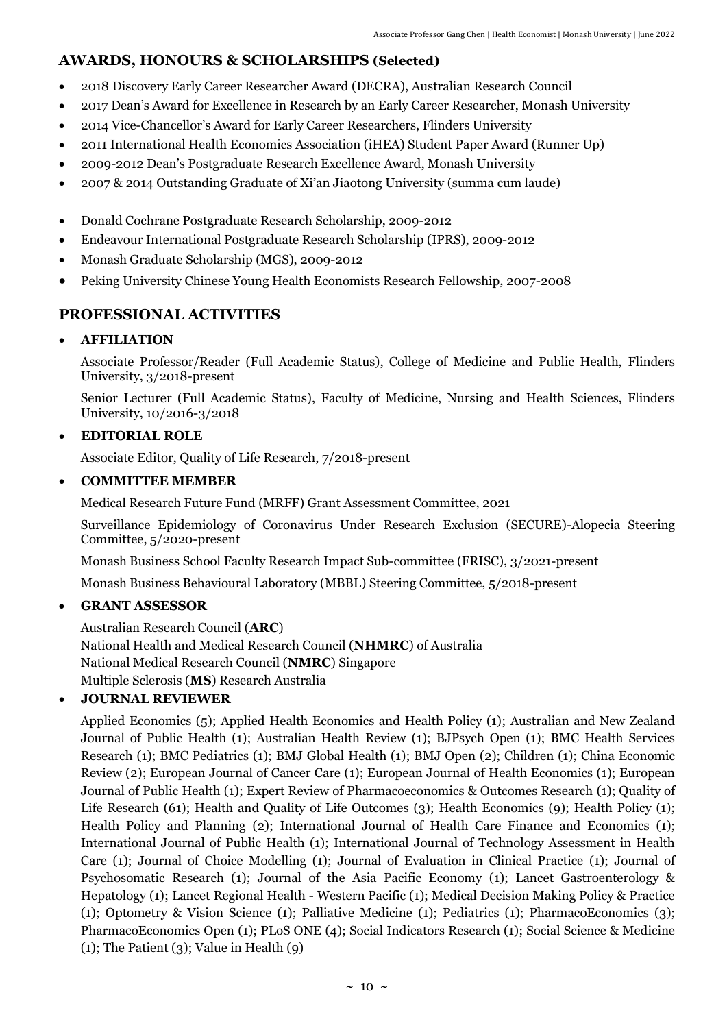## AWARDS, HONOURS & SCHOLARSHIPS (Selected)

- 2018 Discovery Early Career Researcher Award (DECRA), Australian Research Council
- 2017 Dean's Award for Excellence in Research by an Early Career Researcher, Monash University
- 2014 Vice-Chancellor's Award for Early Career Researchers, Flinders University
- 2011 International Health Economics Association (iHEA) Student Paper Award (Runner Up)
- 2009-2012 Dean's Postgraduate Research Excellence Award, Monash University
- 2007 & 2014 Outstanding Graduate of Xi'an Jiaotong University (summa cum laude)

- Donald Cochrane Postgraduate Research Scholarship, 2009-2012
- Endeavour International Postgraduate Research Scholarship (IPRS), 2009-2012
- Monash Graduate Scholarship (MGS), 2009-2012
- Peking University Chinese Young Health Economists Research Fellowship, 2007-2008

## PROFESSIONAL ACTIVITIES

- **AFFILIATION**

  Associate Professor/Reader (Full Academic Status), College of Medicine and Public Health, Flinders University, 3/2018-present

  Senior Lecturer (Full Academic Status), Faculty of Medicine, Nursing and Health Sciences, Flinders University, 10/2016-3/2018

- **EDITORIAL ROLE**

  Associate Editor, Quality of Life Research, 7/2018-present

- **COMMITTEE MEMBER**

  Medical Research Future Fund (MRFF) Grant Assessment Committee, 2021

  Surveillance Epidemiology of Coronavirus Under Research Exclusion (SECURE)-Alopecia Steering Committee, 5/2020-present

  Monash Business School Faculty Research Impact Sub-committee (FRISC), 3/2021-present

  Monash Business Behavioural Laboratory (MBBL) Steering Committee, 5/2018-present

- **GRANT ASSESSOR**

  Australian Research Council (**ARC**)
  National Health and Medical Research Council (**NHMRC**) of Australia
  National Medical Research Council (**NMRC**) Singapore
  Multiple Sclerosis (**MS**) Research Australia

- **JOURNAL REVIEWER**

  Applied Economics (5); Applied Health Economics and Health Policy (1); Australian and New Zealand Journal of Public Health (1); Australian Health Review (1); BJPsych Open (1); BMC Health Services Research (1); BMC Pediatrics (1); BMJ Global Health (1); BMJ Open (2); Children (1); China Economic Review (2); European Journal of Cancer Care (1); European Journal of Health Economics (1); European Journal of Public Health (1); Expert Review of Pharmacoeconomics & Outcomes Research (1); Quality of Life Research (61); Health and Quality of Life Outcomes (3); Health Economics (9); Health Policy (1); Health Policy and Planning (2); International Journal of Health Care Finance and Economics (1); International Journal of Public Health (1); International Journal of Technology Assessment in Health Care (1); Journal of Choice Modelling (1); Journal of Evaluation in Clinical Practice (1); Journal of Psychosomatic Research (1); Journal of the Asia Pacific Economy (1); Lancet Gastroenterology & Hepatology (1); Lancet Regional Health - Western Pacific (1); Medical Decision Making Policy & Practice (1); Optometry & Vision Science (1); Palliative Medicine (1); Pediatrics (1); PharmacoEconomics (3); PharmacoEconomics Open (1); PLoS ONE (4); Social Indicators Research (1); Social Science & Medicine (1); The Patient (3); Value in Health (9)